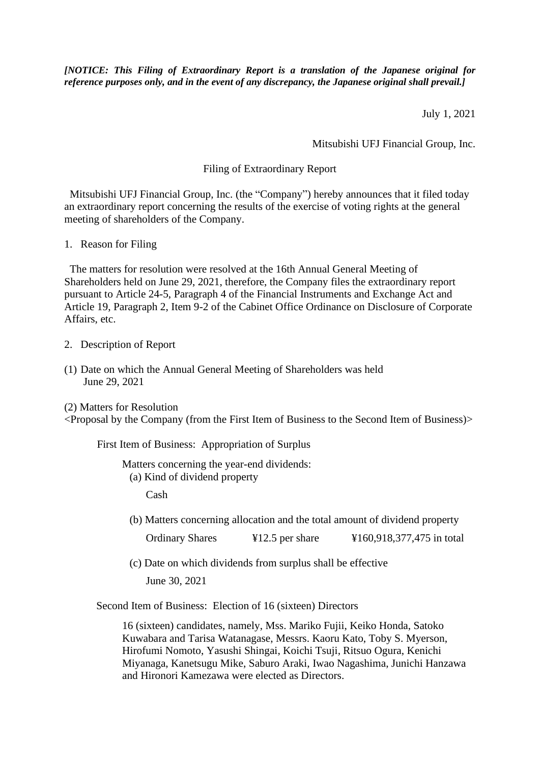***[NOTICE: This Filing of Extraordinary Report is a translation of the Japanese original for reference purposes only, and in the event of any discrepancy, the Japanese original shall prevail.]***

July 1, 2021

Mitsubishi UFJ Financial Group, Inc.

Filing of Extraordinary Report

Mitsubishi UFJ Financial Group, Inc. (the "Company") hereby announces that it filed today an extraordinary report concerning the results of the exercise of voting rights at the general meeting of shareholders of the Company.

1. Reason for Filing

The matters for resolution were resolved at the 16th Annual General Meeting of Shareholders held on June 29, 2021, therefore, the Company files the extraordinary report pursuant to Article 24-5, Paragraph 4 of the Financial Instruments and Exchange Act and Article 19, Paragraph 2, Item 9-2 of the Cabinet Office Ordinance on Disclosure of Corporate Affairs, etc.

2. Description of Report

(1) Date on which the Annual General Meeting of Shareholders was held
June 29, 2021

(2) Matters for Resolution
<Proposal by the Company (from the First Item of Business to the Second Item of Business)>

First Item of Business: Appropriation of Surplus

Matters concerning the year-end dividends:

(a) Kind of dividend property

Cash

(b) Matters concerning allocation and the total amount of dividend property

| Ordinary Shares | ¥12.5 per share | ¥160,918,377,475 in total |
|---|---|---|

(c) Date on which dividends from surplus shall be effective

June 30, 2021

Second Item of Business: Election of 16 (sixteen) Directors

16 (sixteen) candidates, namely, Mss. Mariko Fujii, Keiko Honda, Satoko Kuwabara and Tarisa Watanagase, Messrs. Kaoru Kato, Toby S. Myerson, Hirofumi Nomoto, Yasushi Shingai, Koichi Tsuji, Ritsuo Ogura, Kenichi Miyanaga, Kanetsugu Mike, Saburo Araki, Iwao Nagashima, Junichi Hanzawa and Hironori Kamezawa were elected as Directors.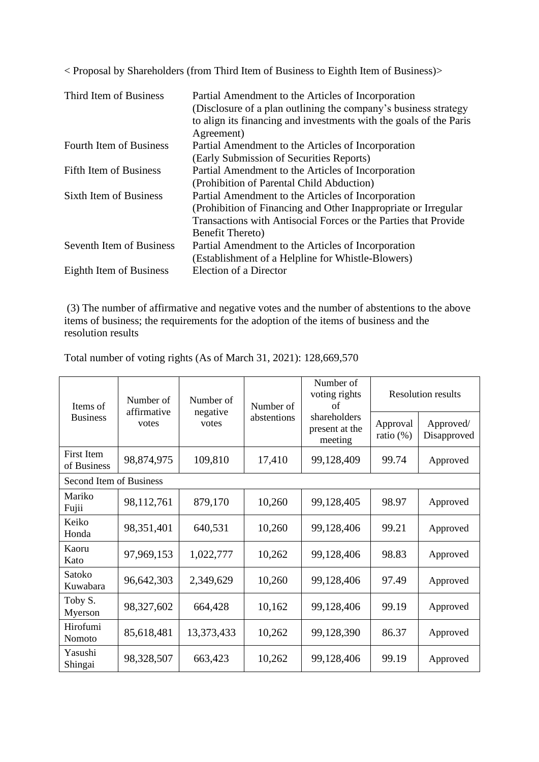< Proposal by Shareholders (from Third Item of Business to Eighth Item of Business)>

| | |
|---|---|
| Third Item of Business | Partial Amendment to the Articles of Incorporation (Disclosure of a plan outlining the company's business strategy to align its financing and investments with the goals of the Paris Agreement) |
| Fourth Item of Business | Partial Amendment to the Articles of Incorporation (Early Submission of Securities Reports) |
| Fifth Item of Business | Partial Amendment to the Articles of Incorporation (Prohibition of Parental Child Abduction) |
| Sixth Item of Business | Partial Amendment to the Articles of Incorporation (Prohibition of Financing and Other Inappropriate or Irregular Transactions with Antisocial Forces or the Parties that Provide Benefit Thereto) |
| Seventh Item of Business | Partial Amendment to the Articles of Incorporation (Establishment of a Helpline for Whistle-Blowers) |
| Eighth Item of Business | Election of a Director |

(3) The number of affirmative and negative votes and the number of abstentions to the above items of business; the requirements for the adoption of the items of business and the resolution results

Total number of voting rights (As of March 31, 2021): 128,669,570

| Items of Business | Number of affirmative votes | Number of negative votes | Number of abstentions | Number of voting rights of shareholders present at the meeting | Resolution results | |
|---|---|---|---|---|---|---|
| | | | | | Approval ratio (%) | Approved/ Disapproved |
| First Item of Business | 98,874,975 | 109,810 | 17,410 | 99,128,409 | 99.74 | Approved |
| Second Item of Business | | | | | | |
| Mariko Fujii | 98,112,761 | 879,170 | 10,260 | 99,128,405 | 98.97 | Approved |
| Keiko Honda | 98,351,401 | 640,531 | 10,260 | 99,128,406 | 99.21 | Approved |
| Kaoru Kato | 97,969,153 | 1,022,777 | 10,262 | 99,128,406 | 98.83 | Approved |
| Satoko Kuwabara | 96,642,303 | 2,349,629 | 10,260 | 99,128,406 | 97.49 | Approved |
| Toby S. Myerson | 98,327,602 | 664,428 | 10,162 | 99,128,406 | 99.19 | Approved |
| Hirofumi Nomoto | 85,618,481 | 13,373,433 | 10,262 | 99,128,390 | 86.37 | Approved |
| Yasushi Shingai | 98,328,507 | 663,423 | 10,262 | 99,128,406 | 99.19 | Approved |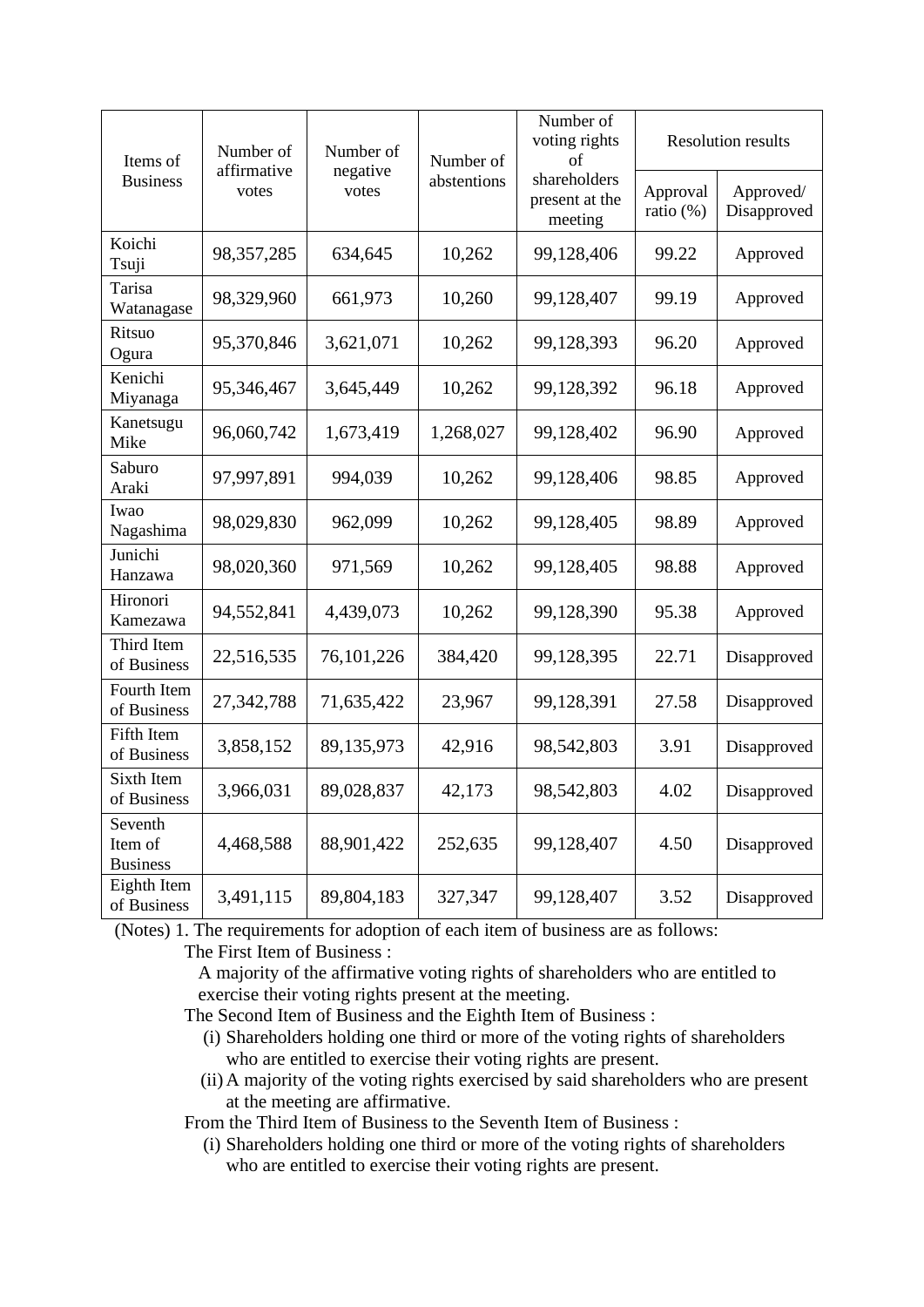| Items of Business | Number of affirmative votes | Number of negative votes | Number of abstentions | Number of voting rights of shareholders present at the meeting | Resolution results | |
|---|---|---|---|---|---|---|
| | | | | | Approval ratio (%) | Approved/ Disapproved |
| Koichi Tsuji | 98,357,285 | 634,645 | 10,262 | 99,128,406 | 99.22 | Approved |
| Tarisa Watanagase | 98,329,960 | 661,973 | 10,260 | 99,128,407 | 99.19 | Approved |
| Ritsuo Ogura | 95,370,846 | 3,621,071 | 10,262 | 99,128,393 | 96.20 | Approved |
| Kenichi Miyanaga | 95,346,467 | 3,645,449 | 10,262 | 99,128,392 | 96.18 | Approved |
| Kanetsugu Mike | 96,060,742 | 1,673,419 | 1,268,027 | 99,128,402 | 96.90 | Approved |
| Saburo Araki | 97,997,891 | 994,039 | 10,262 | 99,128,406 | 98.85 | Approved |
| Iwao Nagashima | 98,029,830 | 962,099 | 10,262 | 99,128,405 | 98.89 | Approved |
| Junichi Hanzawa | 98,020,360 | 971,569 | 10,262 | 99,128,405 | 98.88 | Approved |
| Hironori Kamezawa | 94,552,841 | 4,439,073 | 10,262 | 99,128,390 | 95.38 | Approved |
| Third Item of Business | 22,516,535 | 76,101,226 | 384,420 | 99,128,395 | 22.71 | Disapproved |
| Fourth Item of Business | 27,342,788 | 71,635,422 | 23,967 | 99,128,391 | 27.58 | Disapproved |
| Fifth Item of Business | 3,858,152 | 89,135,973 | 42,916 | 98,542,803 | 3.91 | Disapproved |
| Sixth Item of Business | 3,966,031 | 89,028,837 | 42,173 | 98,542,803 | 4.02 | Disapproved |
| Seventh Item of Business | 4,468,588 | 88,901,422 | 252,635 | 99,128,407 | 4.50 | Disapproved |
| Eighth Item of Business | 3,491,115 | 89,804,183 | 327,347 | 99,128,407 | 3.52 | Disapproved |

(Notes) 1. The requirements for adoption of each item of business are as follows:

The First Item of Business :

A majority of the affirmative voting rights of shareholders who are entitled to exercise their voting rights present at the meeting.

The Second Item of Business and the Eighth Item of Business :

(i) Shareholders holding one third or more of the voting rights of shareholders who are entitled to exercise their voting rights are present.

(ii) A majority of the voting rights exercised by said shareholders who are present at the meeting are affirmative.

From the Third Item of Business to the Seventh Item of Business :

(i) Shareholders holding one third or more of the voting rights of shareholders who are entitled to exercise their voting rights are present.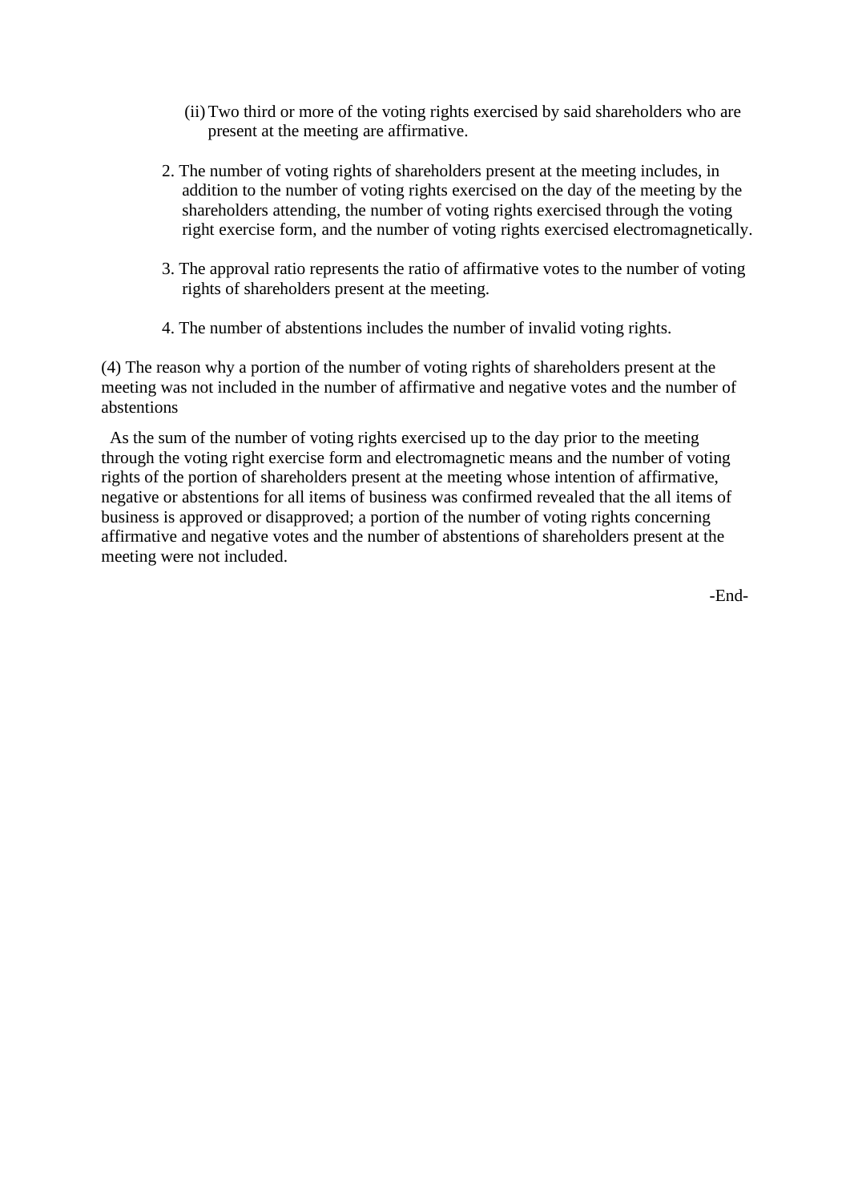(ii) Two third or more of the voting rights exercised by said shareholders who are present at the meeting are affirmative.

2. The number of voting rights of shareholders present at the meeting includes, in addition to the number of voting rights exercised on the day of the meeting by the shareholders attending, the number of voting rights exercised through the voting right exercise form, and the number of voting rights exercised electromagnetically.

3. The approval ratio represents the ratio of affirmative votes to the number of voting rights of shareholders present at the meeting.

4. The number of abstentions includes the number of invalid voting rights.

(4) The reason why a portion of the number of voting rights of shareholders present at the meeting was not included in the number of affirmative and negative votes and the number of abstentions

As the sum of the number of voting rights exercised up to the day prior to the meeting through the voting right exercise form and electromagnetic means and the number of voting rights of the portion of shareholders present at the meeting whose intention of affirmative, negative or abstentions for all items of business was confirmed revealed that the all items of business is approved or disapproved; a portion of the number of voting rights concerning affirmative and negative votes and the number of abstentions of shareholders present at the meeting were not included.

-End-